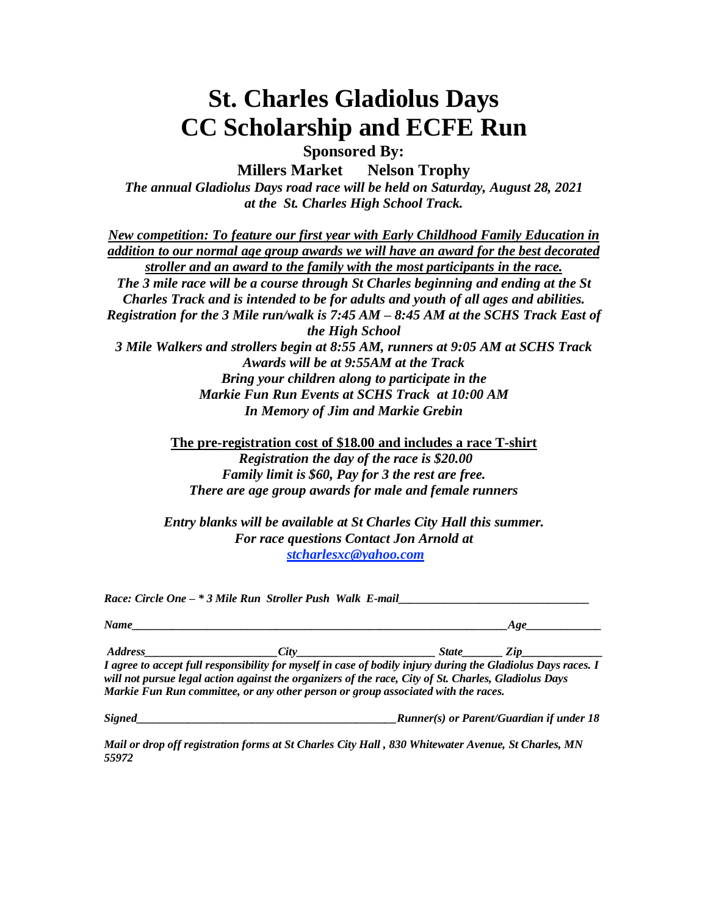# St. Charles Gladiolus Days
# CC Scholarship and ECFE Run

**Sponsored By:**

**Millers Market Nelson Trophy**

***The annual Gladiolus Days road race will be held on Saturday, August 28, 2021 at the St. Charles High School Track.***

***<u>New competition: To feature our first year with Early Childhood Family Education in addition to our normal age group awards we will have an award for the best decorated stroller and an award to the family with the most participants in the race.</u>***

***The 3 mile race will be a course through St Charles beginning and ending at the St Charles Track and is intended to be for adults and youth of all ages and abilities.***

***Registration for the 3 Mile run/walk is 7:45 AM – 8:45 AM at the SCHS Track East of the High School***

***3 Mile Walkers and strollers begin at 8:55 AM, runners at 9:05 AM at SCHS Track***

***Awards will be at 9:55AM at the Track***

***Bring your children along to participate in the Markie Fun Run Events at SCHS Track at 10:00 AM***

***In Memory of Jim and Markie Grebin***

**<u>The pre-registration cost of $18.00 and includes a race T-shirt</u>**

***Registration the day of the race is $20.00***

***Family limit is $60, Pay for 3 the rest are free.***

***There are age group awards for male and female runners***

***Entry blanks will be available at St Charles City Hall this summer.***

***For race questions Contact Jon Arnold at***

***[stcharlesxc@yahoo.com](mailto:stcharlesxc@yahoo.com)***

***Race: Circle One – * 3 Mile Run Stroller Push Walk E-mail________________________________***

***Name____________________________________________________________________Age_____________***

***Address_______________________City________________________ State_______ Zip______________***

***I agree to accept full responsibility for myself in case of bodily injury during the Gladiolus Days races. I will not pursue legal action against the organizers of the race, City of St. Charles, Gladiolus Days Markie Fun Run committee, or any other person or group associated with the races.***

***Signed____________________________________________Runner(s) or Parent/Guardian if under 18***

***Mail or drop off registration forms at St Charles City Hall , 830 Whitewater Avenue, St Charles, MN 55972***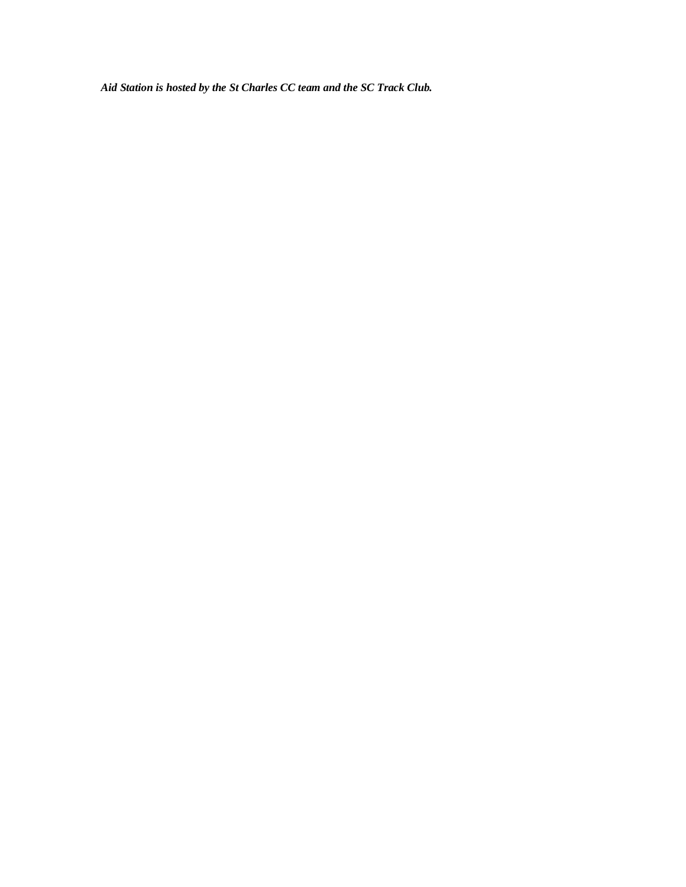***Aid Station is hosted by the St Charles CC team and the SC Track Club.***